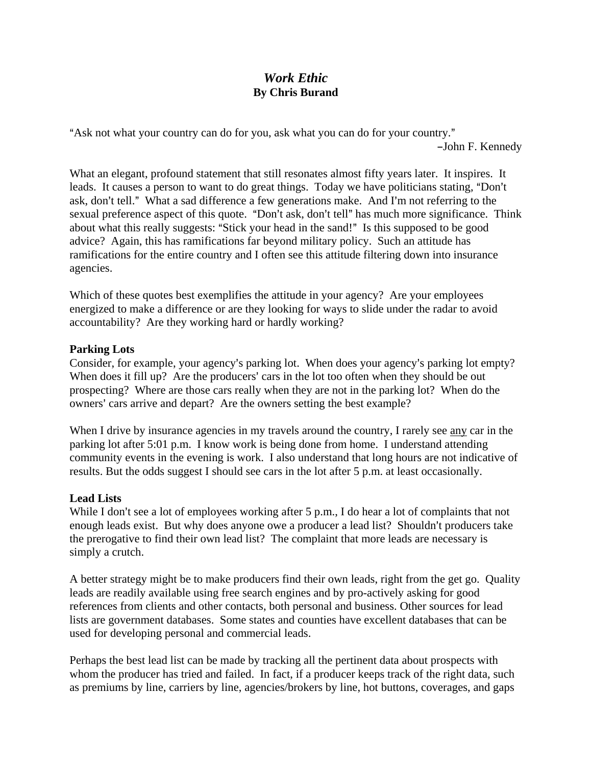# *Work Ethic*

**By Chris Burand**

"Ask not what your country can do for you, ask what you can do for your country."

–John F. Kennedy

What an elegant, profound statement that still resonates almost fifty years later. It inspires. It leads. It causes a person to want to do great things. Today we have politicians stating, "Don't ask, don't tell." What a sad difference a few generations make. And I'm not referring to the sexual preference aspect of this quote. "Don't ask, don't tell" has much more significance. Think about what this really suggests: "Stick your head in the sand!" Is this supposed to be good advice? Again, this has ramifications far beyond military policy. Such an attitude has ramifications for the entire country and I often see this attitude filtering down into insurance agencies.

Which of these quotes best exemplifies the attitude in your agency? Are your employees energized to make a difference or are they looking for ways to slide under the radar to avoid accountability? Are they working hard or hardly working?

**Parking Lots**

Consider, for example, your agency's parking lot. When does your agency's parking lot empty? When does it fill up? Are the producers' cars in the lot too often when they should be out prospecting? Where are those cars really when they are not in the parking lot? When do the owners' cars arrive and depart? Are the owners setting the best example?

When I drive by insurance agencies in my travels around the country, I rarely see <u>any</u> car in the parking lot after 5:01 p.m. I know work is being done from home. I understand attending community events in the evening is work. I also understand that long hours are not indicative of results. But the odds suggest I should see cars in the lot after 5 p.m. at least occasionally.

**Lead Lists**

While I don't see a lot of employees working after 5 p.m., I do hear a lot of complaints that not enough leads exist. But why does anyone owe a producer a lead list? Shouldn't producers take the prerogative to find their own lead list? The complaint that more leads are necessary is simply a crutch.

A better strategy might be to make producers find their own leads, right from the get go. Quality leads are readily available using free search engines and by pro-actively asking for good references from clients and other contacts, both personal and business. Other sources for lead lists are government databases. Some states and counties have excellent databases that can be used for developing personal and commercial leads.

Perhaps the best lead list can be made by tracking all the pertinent data about prospects with whom the producer has tried and failed. In fact, if a producer keeps track of the right data, such as premiums by line, carriers by line, agencies/brokers by line, hot buttons, coverages, and gaps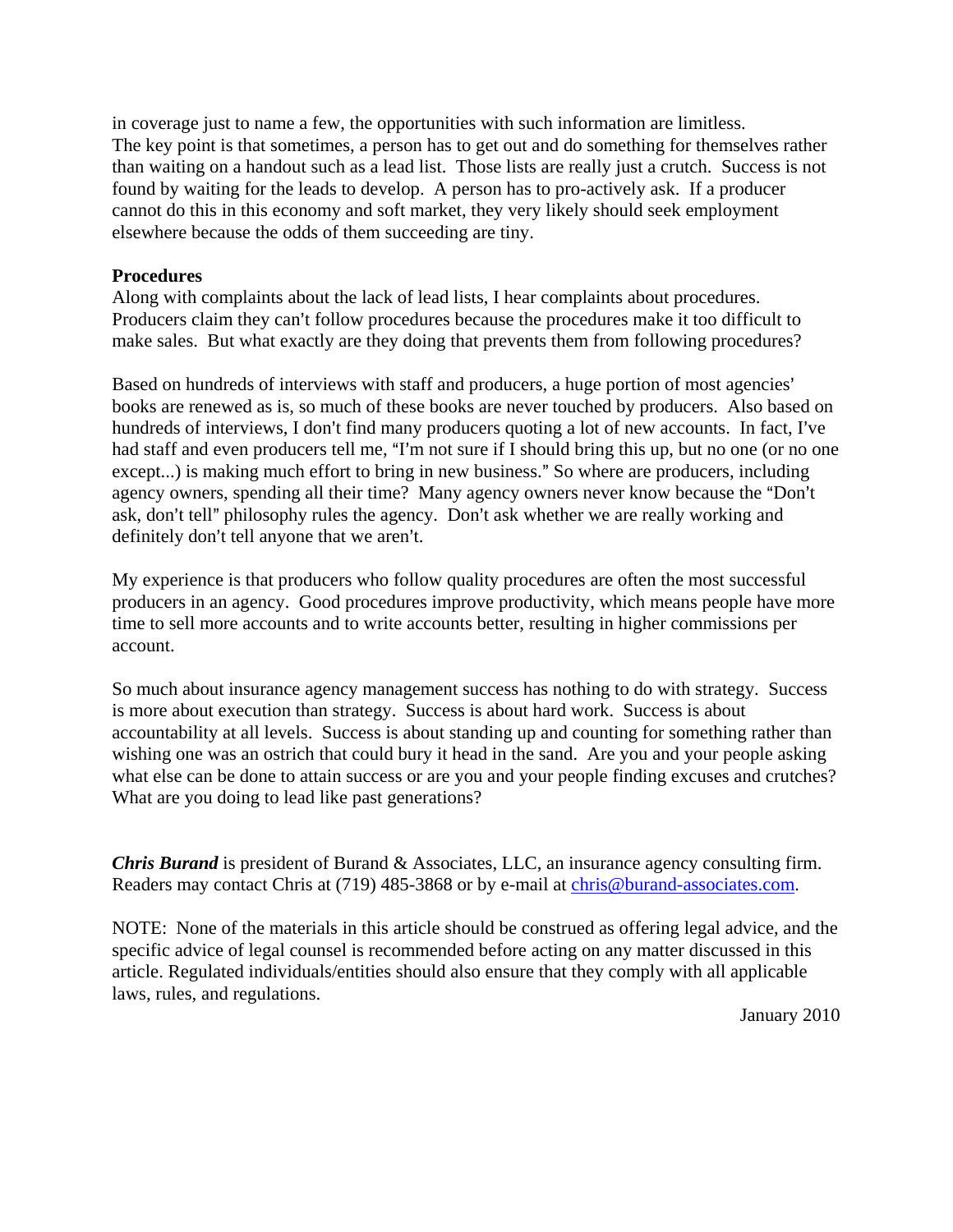in coverage just to name a few, the opportunities with such information are limitless. The key point is that sometimes, a person has to get out and do something for themselves rather than waiting on a handout such as a lead list. Those lists are really just a crutch. Success is not found by waiting for the leads to develop. A person has to pro-actively ask. If a producer cannot do this in this economy and soft market, they very likely should seek employment elsewhere because the odds of them succeeding are tiny.

**Procedures**

Along with complaints about the lack of lead lists, I hear complaints about procedures. Producers claim they can't follow procedures because the procedures make it too difficult to make sales. But what exactly are they doing that prevents them from following procedures?

Based on hundreds of interviews with staff and producers, a huge portion of most agencies' books are renewed as is, so much of these books are never touched by producers. Also based on hundreds of interviews, I don't find many producers quoting a lot of new accounts. In fact, I've had staff and even producers tell me, "I'm not sure if I should bring this up, but no one (or no one except...) is making much effort to bring in new business." So where are producers, including agency owners, spending all their time? Many agency owners never know because the "Don't ask, don't tell" philosophy rules the agency. Don't ask whether we are really working and definitely don't tell anyone that we aren't.

My experience is that producers who follow quality procedures are often the most successful producers in an agency. Good procedures improve productivity, which means people have more time to sell more accounts and to write accounts better, resulting in higher commissions per account.

So much about insurance agency management success has nothing to do with strategy. Success is more about execution than strategy. Success is about hard work. Success is about accountability at all levels. Success is about standing up and counting for something rather than wishing one was an ostrich that could bury it head in the sand. Are you and your people asking what else can be done to attain success or are you and your people finding excuses and crutches? What are you doing to lead like past generations?

***Chris Burand*** is president of Burand & Associates, LLC, an insurance agency consulting firm. Readers may contact Chris at (719) 485-3868 or by e-mail at chris@burand-associates.com.

NOTE: None of the materials in this article should be construed as offering legal advice, and the specific advice of legal counsel is recommended before acting on any matter discussed in this article. Regulated individuals/entities should also ensure that they comply with all applicable laws, rules, and regulations.

January 2010